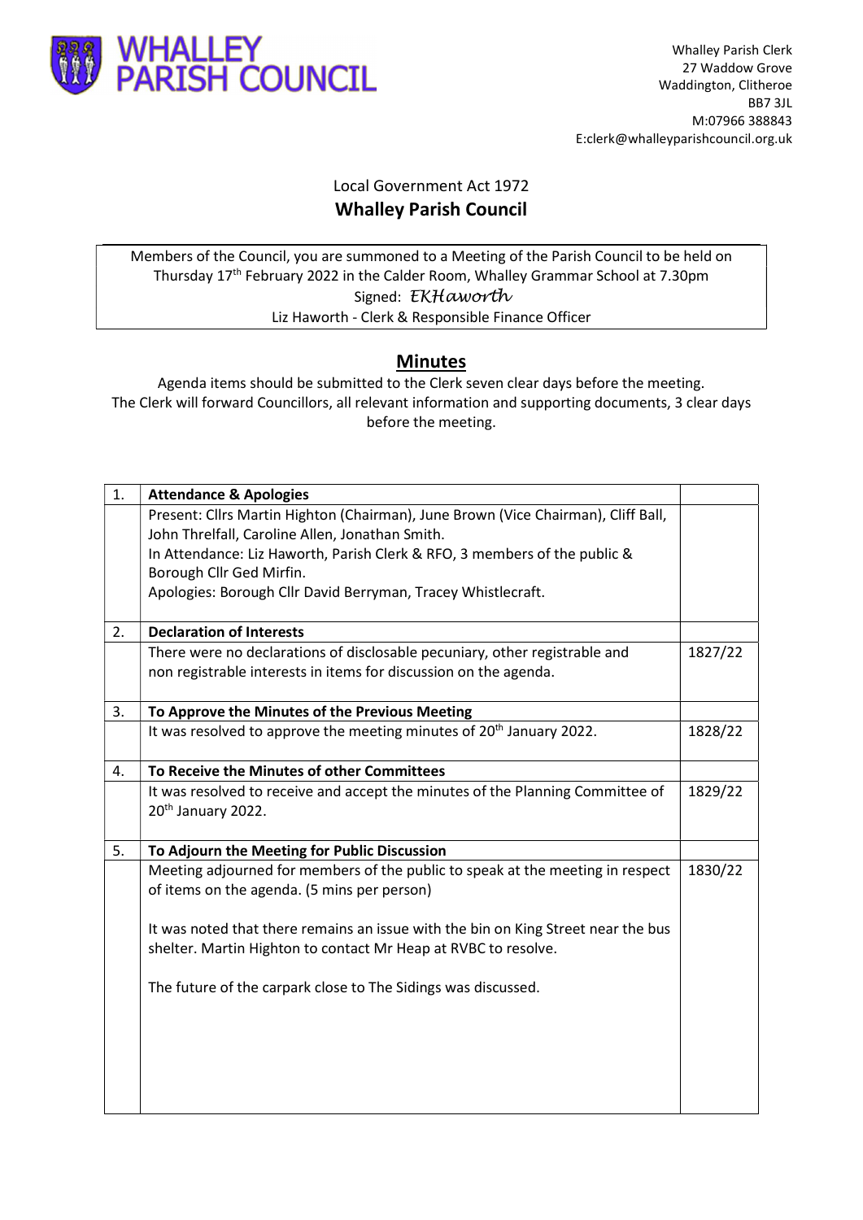# WHALLEY PARISH COUNCIL

Whalley Parish Clerk
27 Waddow Grove
Waddington, Clitheroe
BB7 3JL
M:07966 388843
E:clerk@whalleyparishcouncil.org.uk

Local Government Act 1972

**Whalley Parish Council**

Members of the Council, you are summoned to a Meeting of the Parish Council to be held on Thursday 17th February 2022 in the Calder Room, Whalley Grammar School at 7.30pm

Signed: *EKHaworth*

Liz Haworth - Clerk & Responsible Finance Officer

## Minutes

Agenda items should be submitted to the Clerk seven clear days before the meeting.
The Clerk will forward Councillors, all relevant information and supporting documents, 3 clear days before the meeting.

| | | |
|---|---|---|
| 1. | **Attendance & Apologies** | |
| | Present: Cllrs Martin Highton (Chairman), June Brown (Vice Chairman), Cliff Ball, John Threlfall, Caroline Allen, Jonathan Smith.<br>In Attendance: Liz Haworth, Parish Clerk & RFO, 3 members of the public & Borough Cllr Ged Mirfin.<br>Apologies: Borough Cllr David Berryman, Tracey Whistlecraft. | |
| 2. | **Declaration of Interests** | |
| | There were no declarations of disclosable pecuniary, other registrable and non registrable interests in items for discussion on the agenda. | 1827/22 |
| 3. | **To Approve the Minutes of the Previous Meeting** | |
| | It was resolved to approve the meeting minutes of 20th January 2022. | 1828/22 |
| 4. | **To Receive the Minutes of other Committees** | |
| | It was resolved to receive and accept the minutes of the Planning Committee of 20th January 2022. | 1829/22 |
| 5. | **To Adjourn the Meeting for Public Discussion** | |
| | Meeting adjourned for members of the public to speak at the meeting in respect of items on the agenda. (5 mins per person)<br><br>It was noted that there remains an issue with the bin on King Street near the bus shelter. Martin Highton to contact Mr Heap at RVBC to resolve.<br><br>The future of the carpark close to The Sidings was discussed. | 1830/22 |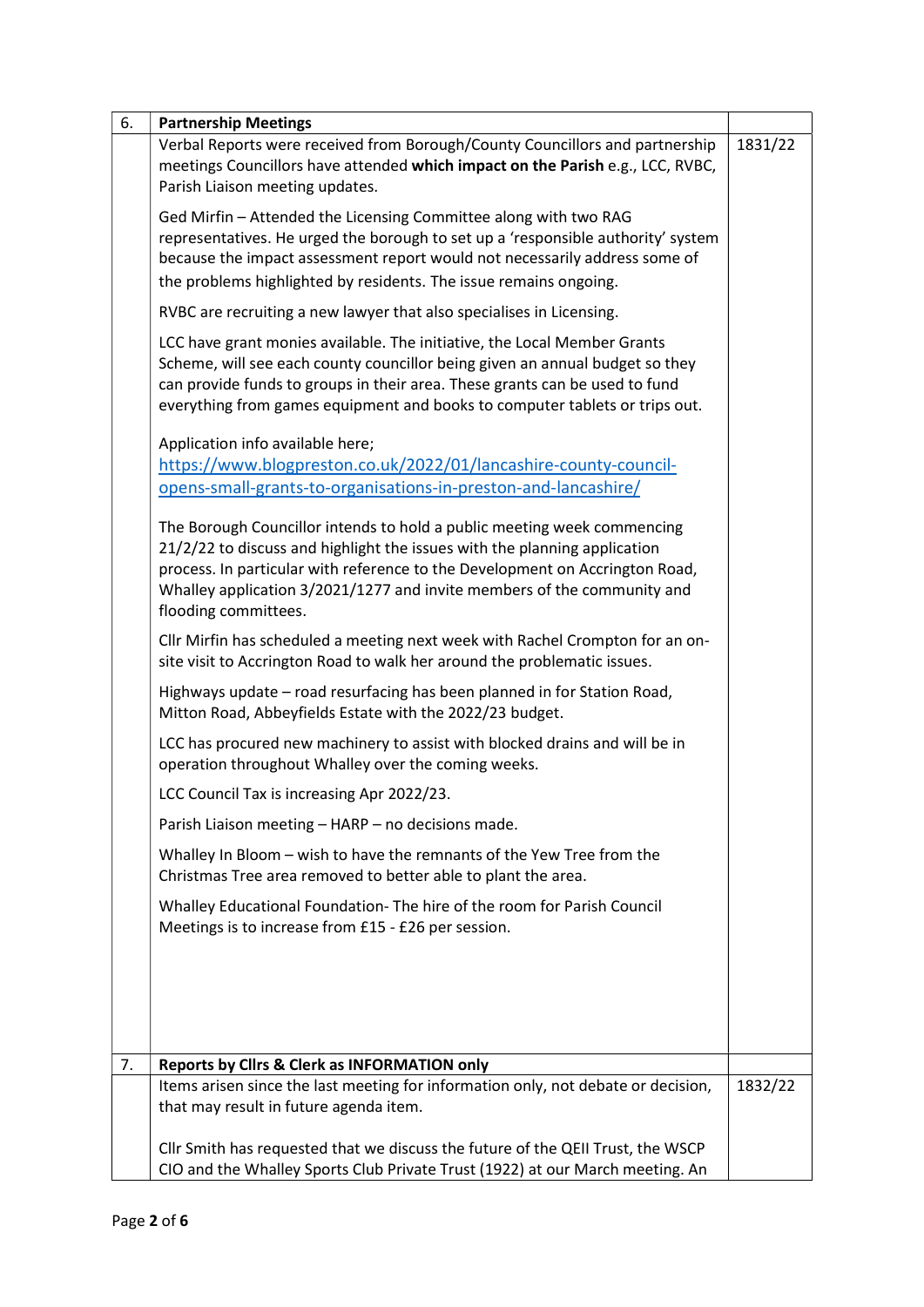| 6. | **Partnership Meetings** | |
|---|---|---|
| | Verbal Reports were received from Borough/County Councillors and partnership meetings Councillors have attended **which impact on the Parish** e.g., LCC, RVBC, Parish Liaison meeting updates.<br><br>Ged Mirfin – Attended the Licensing Committee along with two RAG representatives. He urged the borough to set up a 'responsible authority' system because the impact assessment report would not necessarily address some of the problems highlighted by residents. The issue remains ongoing.<br><br>RVBC are recruiting a new lawyer that also specialises in Licensing.<br><br>LCC have grant monies available. The initiative, the Local Member Grants Scheme, will see each county councillor being given an annual budget so they can provide funds to groups in their area. These grants can be used to fund everything from games equipment and books to computer tablets or trips out.<br><br>Application info available here; [https://www.blogpreston.co.uk/2022/01/lancashire-county-council-opens-small-grants-to-organisations-in-preston-and-lancashire/](https://www.blogpreston.co.uk/2022/01/lancashire-county-council-opens-small-grants-to-organisations-in-preston-and-lancashire/)<br><br>The Borough Councillor intends to hold a public meeting week commencing 21/2/22 to discuss and highlight the issues with the planning application process. In particular with reference to the Development on Accrington Road, Whalley application 3/2021/1277 and invite members of the community and flooding committees.<br><br>Cllr Mirfin has scheduled a meeting next week with Rachel Crompton for an on-site visit to Accrington Road to walk her around the problematic issues.<br><br>Highways update – road resurfacing has been planned in for Station Road, Mitton Road, Abbeyfields Estate with the 2022/23 budget.<br><br>LCC has procured new machinery to assist with blocked drains and will be in operation throughout Whalley over the coming weeks.<br><br>LCC Council Tax is increasing Apr 2022/23.<br><br>Parish Liaison meeting – HARP – no decisions made.<br><br>Whalley In Bloom – wish to have the remnants of the Yew Tree from the Christmas Tree area removed to better able to plant the area.<br><br>Whalley Educational Foundation- The hire of the room for Parish Council Meetings is to increase from £15 - £26 per session. | 1831/22 |
| 7. | **Reports by Cllrs & Clerk as INFORMATION only** | |
| | Items arisen since the last meeting for information only, not debate or decision, that may result in future agenda item.<br><br>Cllr Smith has requested that we discuss the future of the QEII Trust, the WSCP CIO and the Whalley Sports Club Private Trust (1922) at our March meeting. An | 1832/22 |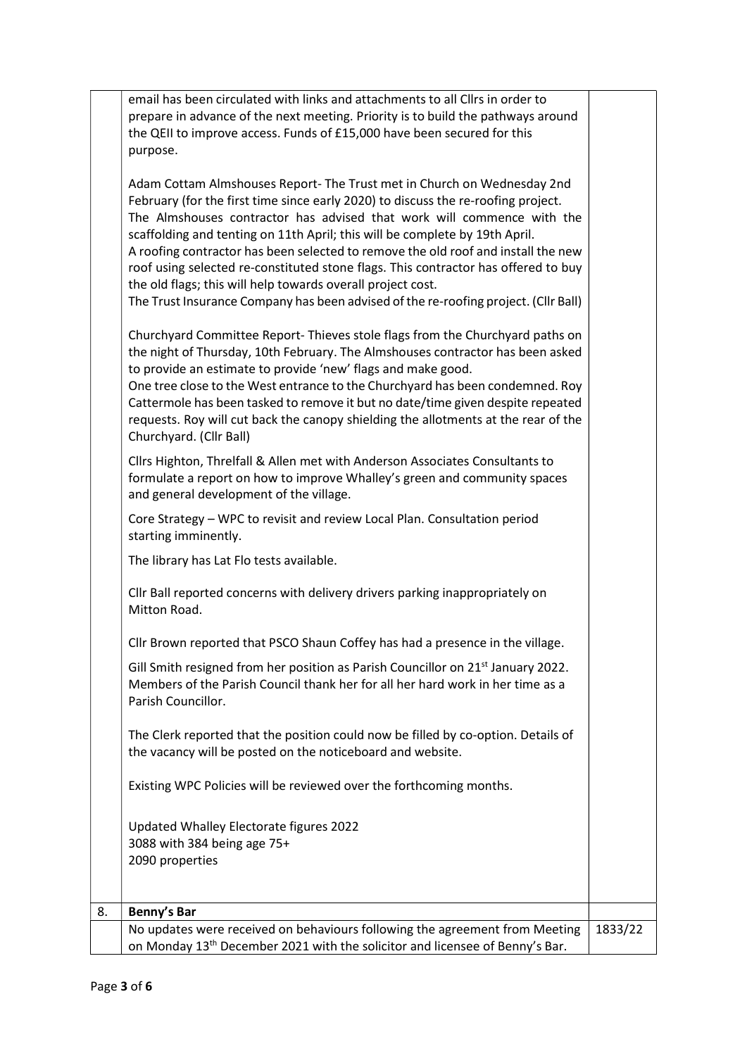| | | |
|---|---|---|
| | email has been circulated with links and attachments to all Cllrs in order to prepare in advance of the next meeting. Priority is to build the pathways around the QEII to improve access. Funds of £15,000 have been secured for this purpose.<br><br>Adam Cottam Almshouses Report- The Trust met in Church on Wednesday 2nd February (for the first time since early 2020) to discuss the re-roofing project. The Almshouses contractor has advised that work will commence with the scaffolding and tenting on 11th April; this will be complete by 19th April. A roofing contractor has been selected to remove the old roof and install the new roof using selected re-constituted stone flags. This contractor has offered to buy the old flags; this will help towards overall project cost. The Trust Insurance Company has been advised of the re-roofing project. (Cllr Ball)<br><br>Churchyard Committee Report- Thieves stole flags from the Churchyard paths on the night of Thursday, 10th February. The Almshouses contractor has been asked to provide an estimate to provide 'new' flags and make good. One tree close to the West entrance to the Churchyard has been condemned. Roy Cattermole has been tasked to remove it but no date/time given despite repeated requests. Roy will cut back the canopy shielding the allotments at the rear of the Churchyard. (Cllr Ball)<br><br>Cllrs Highton, Threlfall & Allen met with Anderson Associates Consultants to formulate a report on how to improve Whalley's green and community spaces and general development of the village.<br><br>Core Strategy – WPC to revisit and review Local Plan. Consultation period starting imminently.<br><br>The library has Lat Flo tests available.<br><br>Cllr Ball reported concerns with delivery drivers parking inappropriately on Mitton Road.<br><br>Cllr Brown reported that PSCO Shaun Coffey has had a presence in the village.<br><br>Gill Smith resigned from her position as Parish Councillor on 21st January 2022. Members of the Parish Council thank her for all her hard work in her time as a Parish Councillor.<br><br>The Clerk reported that the position could now be filled by co-option. Details of the vacancy will be posted on the noticeboard and website.<br><br>Existing WPC Policies will be reviewed over the forthcoming months.<br><br>Updated Whalley Electorate figures 2022<br>3088 with 384 being age 75+<br>2090 properties | |
| 8. | **Benny's Bar** | |
| | No updates were received on behaviours following the agreement from Meeting on Monday 13th December 2021 with the solicitor and licensee of Benny's Bar. | 1833/22 |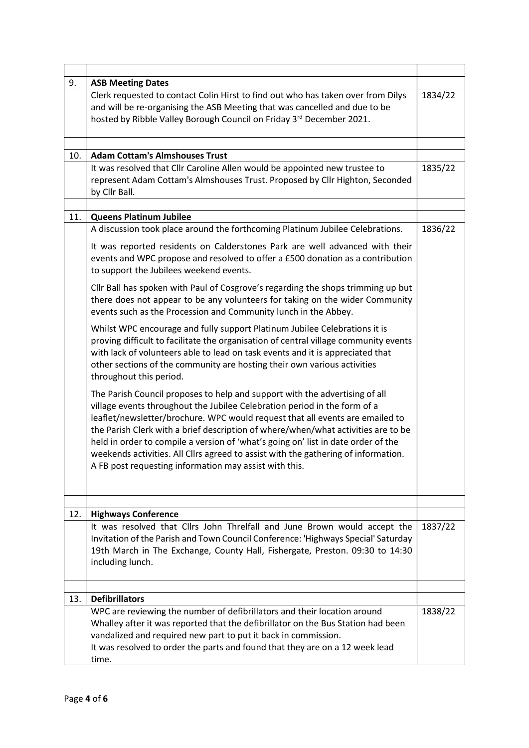| | | |
|---|---|---|
| 9. | **ASB Meeting Dates** | |
| | Clerk requested to contact Colin Hirst to find out who has taken over from Dilys and will be re-organising the ASB Meeting that was cancelled and due to be hosted by Ribble Valley Borough Council on Friday 3rd December 2021. | 1834/22 |
| | | |
| 10. | **Adam Cottam's Almshouses Trust** | |
| | It was resolved that Cllr Caroline Allen would be appointed new trustee to represent Adam Cottam's Almshouses Trust. Proposed by Cllr Highton, Seconded by Cllr Ball. | 1835/22 |
| | | |
| 11. | **Queens Platinum Jubilee** | |
| | A discussion took place around the forthcoming Platinum Jubilee Celebrations.<br><br>It was reported residents on Calderstones Park are well advanced with their events and WPC propose and resolved to offer a £500 donation as a contribution to support the Jubilees weekend events.<br><br>Cllr Ball has spoken with Paul of Cosgrove's regarding the shops trimming up but there does not appear to be any volunteers for taking on the wider Community events such as the Procession and Community lunch in the Abbey.<br><br>Whilst WPC encourage and fully support Platinum Jubilee Celebrations it is proving difficult to facilitate the organisation of central village community events with lack of volunteers able to lead on task events and it is appreciated that other sections of the community are hosting their own various activities throughout this period.<br><br>The Parish Council proposes to help and support with the advertising of all village events throughout the Jubilee Celebration period in the form of a leaflet/newsletter/brochure. WPC would request that all events are emailed to the Parish Clerk with a brief description of where/when/what activities are to be held in order to compile a version of 'what's going on' list in date order of the weekends activities. All Cllrs agreed to assist with the gathering of information. A FB post requesting information may assist with this. | 1836/22 |
| | | |
| 12. | **Highways Conference** | |
| | It was resolved that Cllrs John Threlfall and June Brown would accept the Invitation of the Parish and Town Council Conference: 'Highways Special' Saturday 19th March in The Exchange, County Hall, Fishergate, Preston. 09:30 to 14:30 including lunch. | 1837/22 |
| | | |
| 13. | **Defibrillators** | |
| | WPC are reviewing the number of defibrillators and their location around Whalley after it was reported that the defibrillator on the Bus Station had been vandalized and required new part to put it back in commission.<br>It was resolved to order the parts and found that they are on a 12 week lead time. | 1838/22 |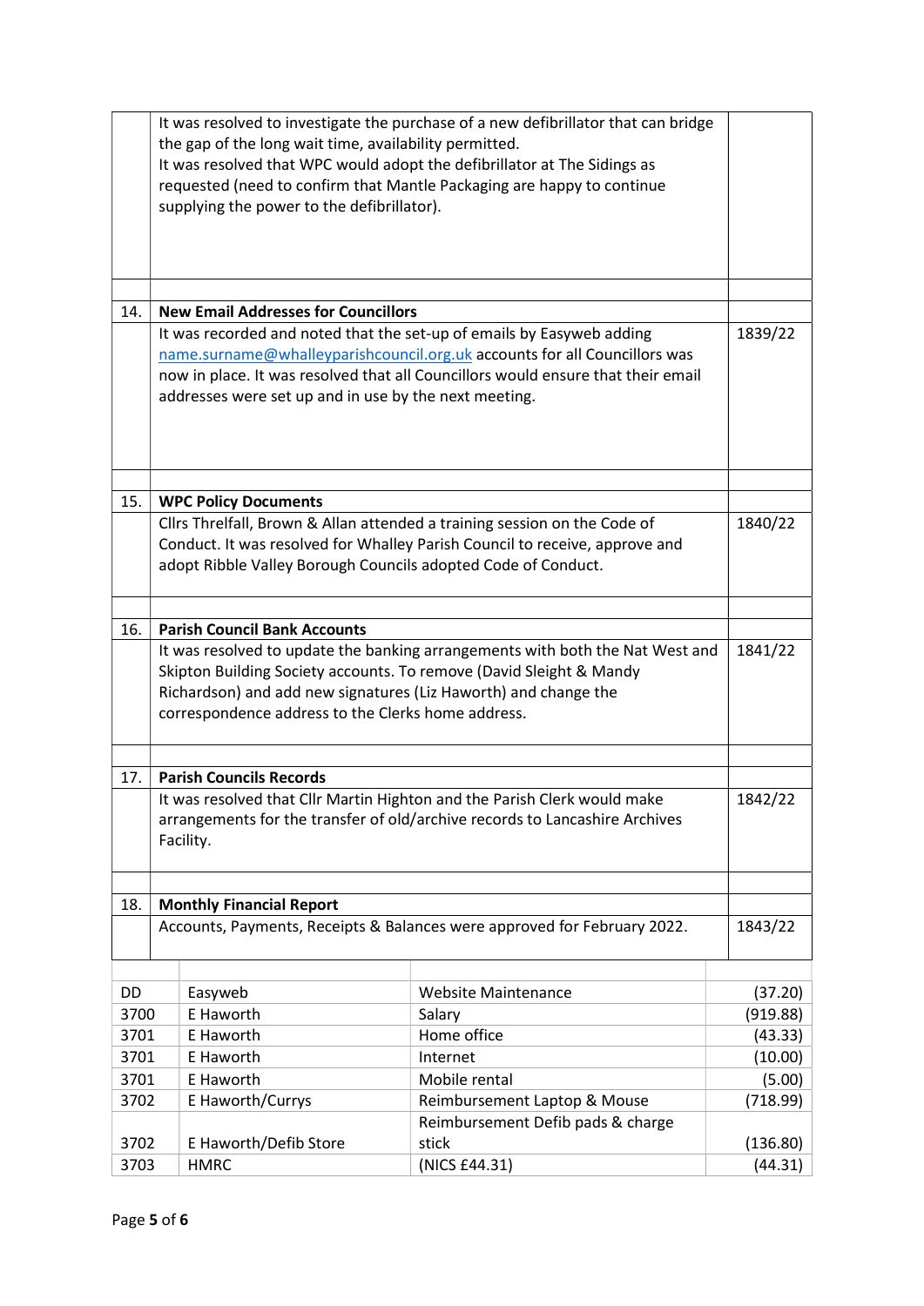| | | |
|---|---|---|
| | It was resolved to investigate the purchase of a new defibrillator that can bridge the gap of the long wait time, availability permitted. It was resolved that WPC would adopt the defibrillator at The Sidings as requested (need to confirm that Mantle Packaging are happy to continue supplying the power to the defibrillator). | |
| | | |
| 14. | **New Email Addresses for Councillors** | |
| | It was recorded and noted that the set-up of emails by Easyweb adding name.surname@whalleyparishcouncil.org.uk accounts for all Councillors was now in place. It was resolved that all Councillors would ensure that their email addresses were set up and in use by the next meeting. | 1839/22 |
| | | |
| 15. | **WPC Policy Documents** | |
| | Cllrs Threlfall, Brown & Allan attended a training session on the Code of Conduct. It was resolved for Whalley Parish Council to receive, approve and adopt Ribble Valley Borough Councils adopted Code of Conduct. | 1840/22 |
| | | |
| 16. | **Parish Council Bank Accounts** | |
| | It was resolved to update the banking arrangements with both the Nat West and Skipton Building Society accounts. To remove (David Sleight & Mandy Richardson) and add new signatures (Liz Haworth) and change the correspondence address to the Clerks home address. | 1841/22 |
| | | |
| 17. | **Parish Councils Records** | |
| | It was resolved that Cllr Martin Highton and the Parish Clerk would make arrangements for the transfer of old/archive records to Lancashire Archives Facility. | 1842/22 |
| | | |
| 18. | **Monthly Financial Report** | |
| | Accounts, Payments, Receipts & Balances were approved for February 2022. | 1843/22 |

| | | | |
|---|---|---|---|
| DD | Easyweb | Website Maintenance | (37.20) |
| 3700 | E Haworth | Salary | (919.88) |
| 3701 | E Haworth | Home office | (43.33) |
| 3701 | E Haworth | Internet | (10.00) |
| 3701 | E Haworth | Mobile rental | (5.00) |
| 3702 | E Haworth/Currys | Reimbursement Laptop & Mouse | (718.99) |
| 3702 | E Haworth/Defib Store | Reimbursement Defib pads & charge stick | (136.80) |
| 3703 | HMRC | (NICS £44.31) | (44.31) |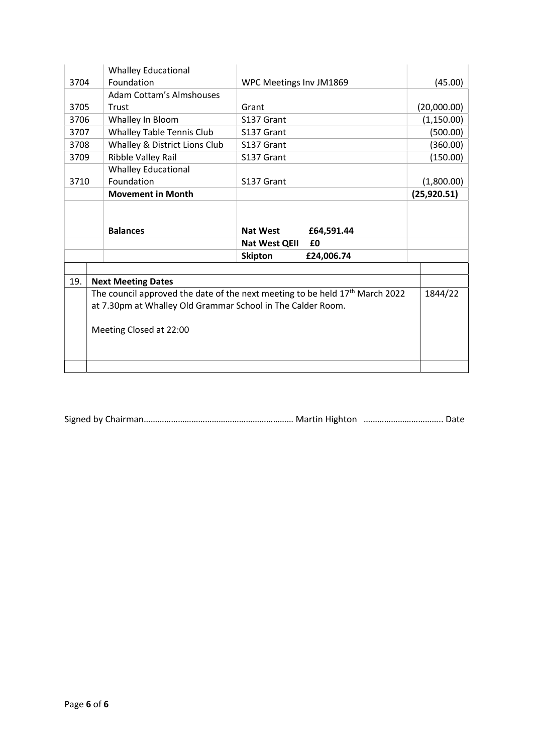| | | | |
|---|---|---|---|
| 3704 | Whalley Educational Foundation | WPC Meetings Inv JM1869 | (45.00) |
| 3705 | Adam Cottam's Almshouses Trust | Grant | (20,000.00) |
| 3706 | Whalley In Bloom | S137 Grant | (1,150.00) |
| 3707 | Whalley Table Tennis Club | S137 Grant | (500.00) |
| 3708 | Whalley & District Lions Club | S137 Grant | (360.00) |
| 3709 | Ribble Valley Rail | S137 Grant | (150.00) |
| 3710 | Whalley Educational Foundation | S137 Grant | (1,800.00) |
| | **Movement in Month** | | **(25,920.51)** |
| | **Balances** | **Nat West** **£64,591.44** | |
| | | **Nat West QEII** **£0** | |
| | | **Skipton** **£24,006.74** | |

| | | |
|---|---|---|
| 19. | **Next Meeting Dates** | |
| | The council approved the date of the next meeting to be held 17th March 2022 at 7.30pm at Whalley Old Grammar School in The Calder Room.<br><br>Meeting Closed at 22:00 | 1844/22 |

Signed by Chairman………………………………………………………… Martin Highton …………………………….. Date